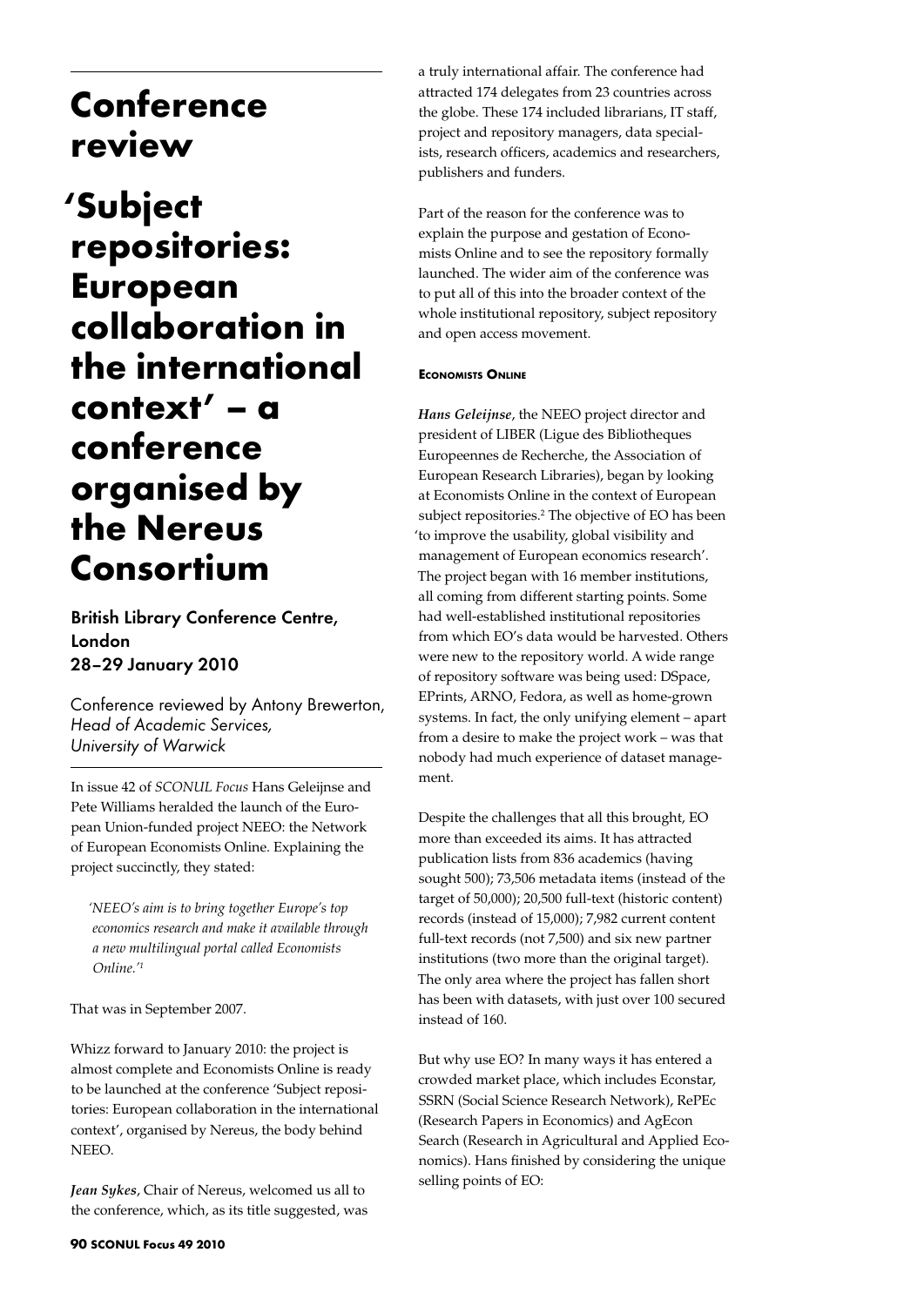# Conference review

## 'Subject repositories: European collaboration in the international context' – a conference organised by the Nereus Consortium

**British Library Conference Centre, London**
**28–29 January 2010**

Conference reviewed by Antony Brewerton, *Head of Academic Services, University of Warwick*

In issue 42 of *SCONUL Focus* Hans Geleijnse and Pete Williams heralded the launch of the European Union-funded project NEEO: the Network of European Economists Online. Explaining the project succinctly, they stated:

> *'NEEO's aim is to bring together Europe's top economics research and make it available through a new multilingual portal called Economists Online.'*[1]

That was in September 2007.

Whizz forward to January 2010: the project is almost complete and Economists Online is ready to be launched at the conference 'Subject repositories: European collaboration in the international context', organised by Nereus, the body behind NEEO.

***Jean Sykes***, Chair of Nereus, welcomed us all to the conference, which, as its title suggested, was a truly international affair. The conference had attracted 174 delegates from 23 countries across the globe. These 174 included librarians, IT staff, project and repository managers, data specialists, research officers, academics and researchers, publishers and funders.

Part of the reason for the conference was to explain the purpose and gestation of Economists Online and to see the repository formally launched. The wider aim of the conference was to put all of this into the broader context of the whole institutional repository, subject repository and open access movement.

#### Economists Online

***Hans Geleijnse***, the NEEO project director and president of LIBER (Ligue des Bibliotheques Europeennes de Recherche, the Association of European Research Libraries), began by looking at Economists Online in the context of European subject repositories.[2] The objective of EO has been 'to improve the usability, global visibility and management of European economics research'. The project began with 16 member institutions, all coming from different starting points. Some had well-established institutional repositories from which EO's data would be harvested. Others were new to the repository world. A wide range of repository software was being used: DSpace, EPrints, ARNO, Fedora, as well as home-grown systems. In fact, the only unifying element – apart from a desire to make the project work – was that nobody had much experience of dataset management.

Despite the challenges that all this brought, EO more than exceeded its aims. It has attracted publication lists from 836 academics (having sought 500); 73,506 metadata items (instead of the target of 50,000); 20,500 full-text (historic content) records (instead of 15,000); 7,982 current content full-text records (not 7,500) and six new partner institutions (two more than the original target). The only area where the project has fallen short has been with datasets, with just over 100 secured instead of 160.

But why use EO? In many ways it has entered a crowded market place, which includes Econstar, SSRN (Social Science Research Network), RePEc (Research Papers in Economics) and AgEcon Search (Research in Agricultural and Applied Economics). Hans finished by considering the unique selling points of EO: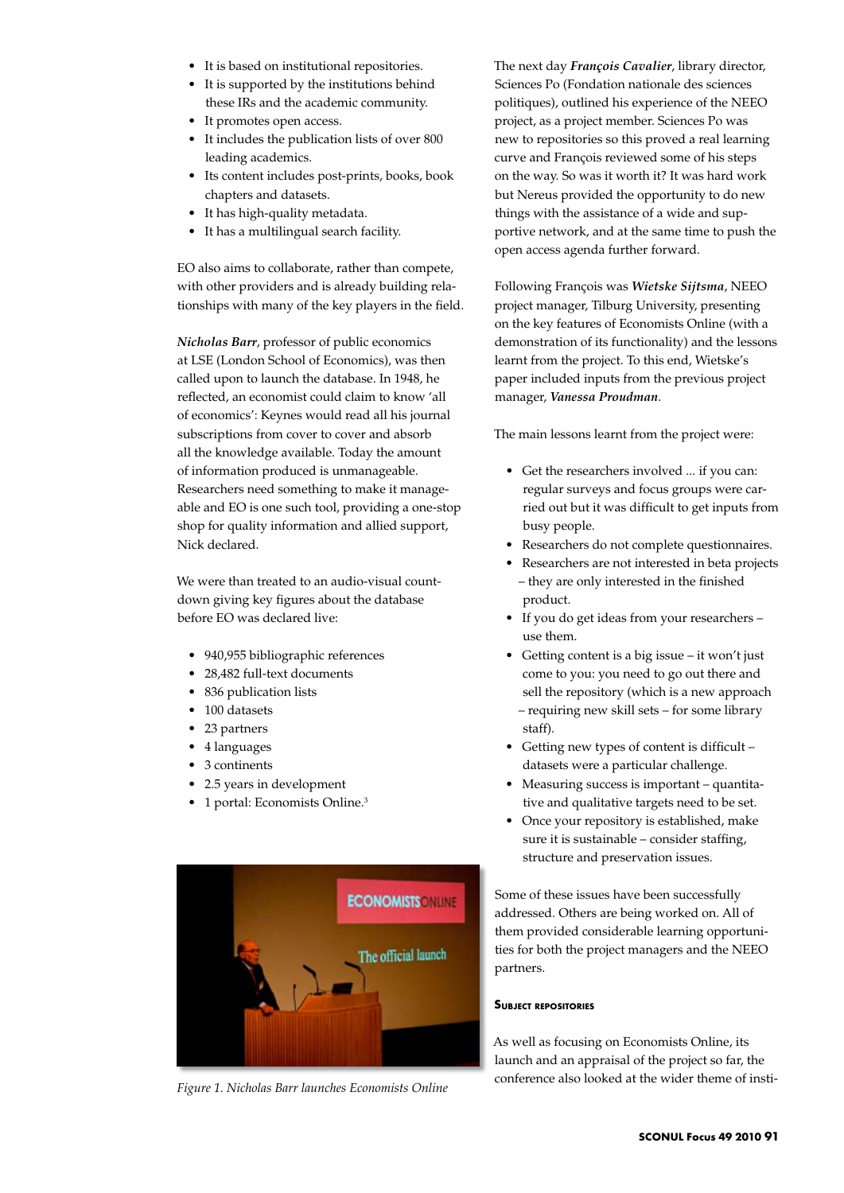- It is based on institutional repositories.
- It is supported by the institutions behind these IRs and the academic community.
- It promotes open access.
- It includes the publication lists of over 800 leading academics.
- Its content includes post-prints, books, book chapters and datasets.
- It has high-quality metadata.
- It has a multilingual search facility.

EO also aims to collaborate, rather than compete, with other providers and is already building relationships with many of the key players in the field.

***Nicholas Barr***, professor of public economics at LSE (London School of Economics), was then called upon to launch the database. In 1948, he reflected, an economist could claim to know 'all of economics': Keynes would read all his journal subscriptions from cover to cover and absorb all the knowledge available. Today the amount of information produced is unmanageable. Researchers need something to make it manageable and EO is one such tool, providing a one-stop shop for quality information and allied support, Nick declared.

We were than treated to an audio-visual countdown giving key figures about the database before EO was declared live:

- 940,955 bibliographic references
- 28,482 full-text documents
- 836 publication lists
- 100 datasets
- 23 partners
- 4 languages
- 3 continents
- 2.5 years in development
- 1 portal: Economists Online.[3]

*Figure 1. Nicholas Barr launches Economists Online*

The next day ***François Cavalier***, library director, Sciences Po (Fondation nationale des sciences politiques), outlined his experience of the NEEO project, as a project member. Sciences Po was new to repositories so this proved a real learning curve and François reviewed some of his steps on the way. So was it worth it? It was hard work but Nereus provided the opportunity to do new things with the assistance of a wide and supportive network, and at the same time to push the open access agenda further forward.

Following François was ***Wietske Sijtsma***, NEEO project manager, Tilburg University, presenting on the key features of Economists Online (with a demonstration of its functionality) and the lessons learnt from the project. To this end, Wietske's paper included inputs from the previous project manager, ***Vanessa Proudman***.

The main lessons learnt from the project were:

- Get the researchers involved ... if you can: regular surveys and focus groups were carried out but it was difficult to get inputs from busy people.
- Researchers do not complete questionnaires.
- Researchers are not interested in beta projects – they are only interested in the finished product.
- If you do get ideas from your researchers – use them.
- Getting content is a big issue – it won't just come to you: you need to go out there and sell the repository (which is a new approach – requiring new skill sets – for some library staff).
- Getting new types of content is difficult – datasets were a particular challenge.
- Measuring success is important – quantitative and qualitative targets need to be set.
- Once your repository is established, make sure it is sustainable – consider staffing, structure and preservation issues.

Some of these issues have been successfully addressed. Others are being worked on. All of them provided considerable learning opportunities for both the project managers and the NEEO partners.

### Subject repositories

As well as focusing on Economists Online, its launch and an appraisal of the project so far, the conference also looked at the wider theme of insti-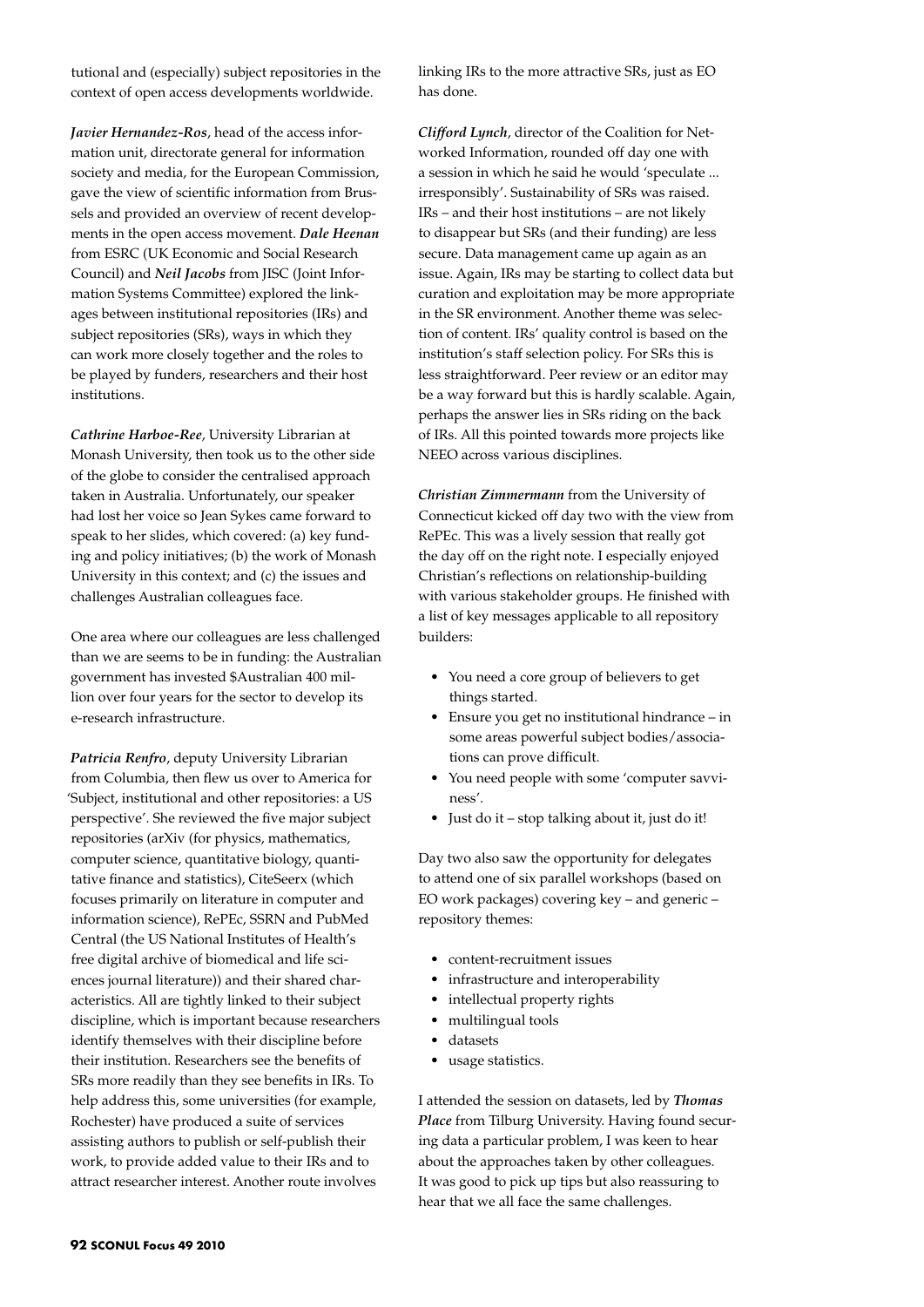tutional and (especially) subject repositories in the context of open access developments worldwide.

***Javier Hernandez-Ros***, head of the access information unit, directorate general for information society and media, for the European Commission, gave the view of scientific information from Brussels and provided an overview of recent developments in the open access movement. ***Dale Heenan*** from ESRC (UK Economic and Social Research Council) and ***Neil Jacobs*** from JISC (Joint Information Systems Committee) explored the linkages between institutional repositories (IRs) and subject repositories (SRs), ways in which they can work more closely together and the roles to be played by funders, researchers and their host institutions.

***Cathrine Harboe-Ree***, University Librarian at Monash University, then took us to the other side of the globe to consider the centralised approach taken in Australia. Unfortunately, our speaker had lost her voice so Jean Sykes came forward to speak to her slides, which covered: (a) key funding and policy initiatives; (b) the work of Monash University in this context; and (c) the issues and challenges Australian colleagues face.

One area where our colleagues are less challenged than we are seems to be in funding: the Australian government has invested $Australian 400 million over four years for the sector to develop its e-research infrastructure.

***Patricia Renfro***, deputy University Librarian from Columbia, then flew us over to America for 'Subject, institutional and other repositories: a US perspective'. She reviewed the five major subject repositories (arXiv (for physics, mathematics, computer science, quantitative biology, quantitative finance and statistics), CiteSeerx (which focuses primarily on literature in computer and information science), RePEc, SSRN and PubMed Central (the US National Institutes of Health's free digital archive of biomedical and life sciences journal literature)) and their shared characteristics. All are tightly linked to their subject discipline, which is important because researchers identify themselves with their discipline before their institution. Researchers see the benefits of SRs more readily than they see benefits in IRs. To help address this, some universities (for example, Rochester) have produced a suite of services assisting authors to publish or self-publish their work, to provide added value to their IRs and to attract researcher interest. Another route involves linking IRs to the more attractive SRs, just as EO has done.

***Clifford Lynch***, director of the Coalition for Networked Information, rounded off day one with a session in which he said he would 'speculate ... irresponsibly'. Sustainability of SRs was raised. IRs – and their host institutions – are not likely to disappear but SRs (and their funding) are less secure. Data management came up again as an issue. Again, IRs may be starting to collect data but curation and exploitation may be more appropriate in the SR environment. Another theme was selection of content. IRs' quality control is based on the institution's staff selection policy. For SRs this is less straightforward. Peer review or an editor may be a way forward but this is hardly scalable. Again, perhaps the answer lies in SRs riding on the back of IRs. All this pointed towards more projects like NEEO across various disciplines.

***Christian Zimmermann*** from the University of Connecticut kicked off day two with the view from RePEc. This was a lively session that really got the day off on the right note. I especially enjoyed Christian's reflections on relationship-building with various stakeholder groups. He finished with a list of key messages applicable to all repository builders:

- You need a core group of believers to get things started.
- Ensure you get no institutional hindrance – in some areas powerful subject bodies/associations can prove difficult.
- You need people with some 'computer savviness'.
- Just do it – stop talking about it, just do it!

Day two also saw the opportunity for delegates to attend one of six parallel workshops (based on EO work packages) covering key – and generic – repository themes:

- content-recruitment issues
- infrastructure and interoperability
- intellectual property rights
- multilingual tools
- datasets
- usage statistics.

I attended the session on datasets, led by ***Thomas Place*** from Tilburg University. Having found securing data a particular problem, I was keen to hear about the approaches taken by other colleagues. It was good to pick up tips but also reassuring to hear that we all face the same challenges.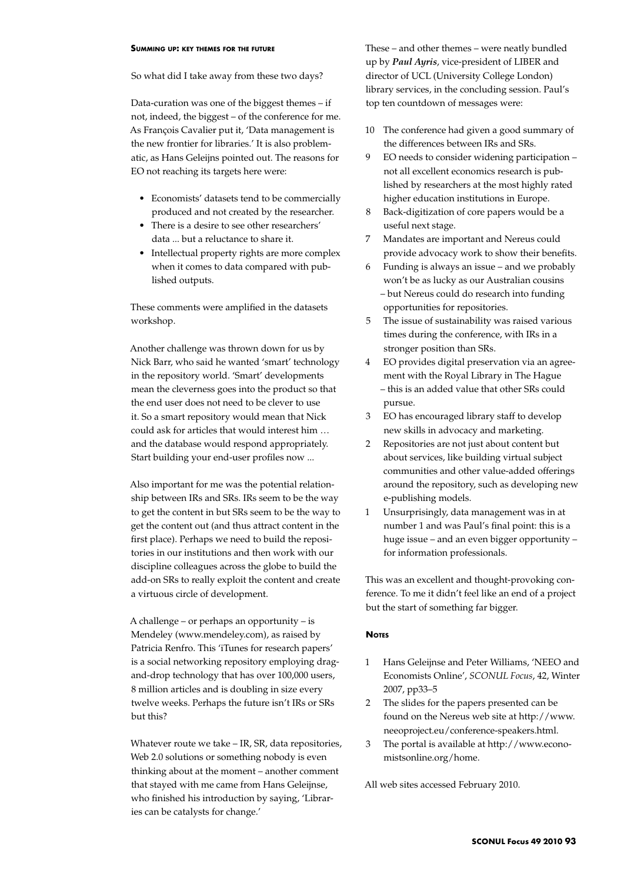### Summing up: key themes for the future

So what did I take away from these two days?

Data-curation was one of the biggest themes – if not, indeed, the biggest – of the conference for me. As François Cavalier put it, 'Data management is the new frontier for libraries.' It is also problematic, as Hans Geleijns pointed out. The reasons for EO not reaching its targets here were:

- Economists' datasets tend to be commercially produced and not created by the researcher.
- There is a desire to see other researchers' data ... but a reluctance to share it.
- Intellectual property rights are more complex when it comes to data compared with published outputs.

These comments were amplified in the datasets workshop.

Another challenge was thrown down for us by Nick Barr, who said he wanted 'smart' technology in the repository world. 'Smart' developments mean the cleverness goes into the product so that the end user does not need to be clever to use it. So a smart repository would mean that Nick could ask for articles that would interest him … and the database would respond appropriately. Start building your end-user profiles now ...

Also important for me was the potential relationship between IRs and SRs. IRs seem to be the way to get the content in but SRs seem to be the way to get the content out (and thus attract content in the first place). Perhaps we need to build the repositories in our institutions and then work with our discipline colleagues across the globe to build the add-on SRs to really exploit the content and create a virtuous circle of development.

A challenge – or perhaps an opportunity – is Mendeley (www.mendeley.com), as raised by Patricia Renfro. This 'iTunes for research papers' is a social networking repository employing drag-and-drop technology that has over 100,000 users, 8 million articles and is doubling in size every twelve weeks. Perhaps the future isn't IRs or SRs but this?

Whatever route we take – IR, SR, data repositories, Web 2.0 solutions or something nobody is even thinking about at the moment – another comment that stayed with me came from Hans Geleijnse, who finished his introduction by saying, 'Libraries can be catalysts for change.'

These – and other themes – were neatly bundled up by ***Paul Ayris***, vice-president of LIBER and director of UCL (University College London) library services, in the concluding session. Paul's top ten countdown of messages were:

10 The conference had given a good summary of the differences between IRs and SRs.

9 EO needs to consider widening participation – not all excellent economics research is published by researchers at the most highly rated higher education institutions in Europe.

8 Back-digitization of core papers would be a useful next stage.

7 Mandates are important and Nereus could provide advocacy work to show their benefits.

6 Funding is always an issue – and we probably won't be as lucky as our Australian cousins – but Nereus could do research into funding opportunities for repositories.

5 The issue of sustainability was raised various times during the conference, with IRs in a stronger position than SRs.

4 EO provides digital preservation via an agreement with the Royal Library in The Hague – this is an added value that other SRs could pursue.

3 EO has encouraged library staff to develop new skills in advocacy and marketing.

2 Repositories are not just about content but about services, like building virtual subject communities and other value-added offerings around the repository, such as developing new e-publishing models.

1 Unsurprisingly, data management was in at number 1 and was Paul's final point: this is a huge issue – and an even bigger opportunity – for information professionals.

This was an excellent and thought-provoking conference. To me it didn't feel like an end of a project but the start of something far bigger.

### Notes

1 Hans Geleijnse and Peter Williams, 'NEEO and Economists Online', *SCONUL Focus*, 42, Winter 2007, pp33–5

2 The slides for the papers presented can be found on the Nereus web site at http://www.neeoproject.eu/conference-speakers.html.

3 The portal is available at http://www.economistsonline.org/home.

All web sites accessed February 2010.